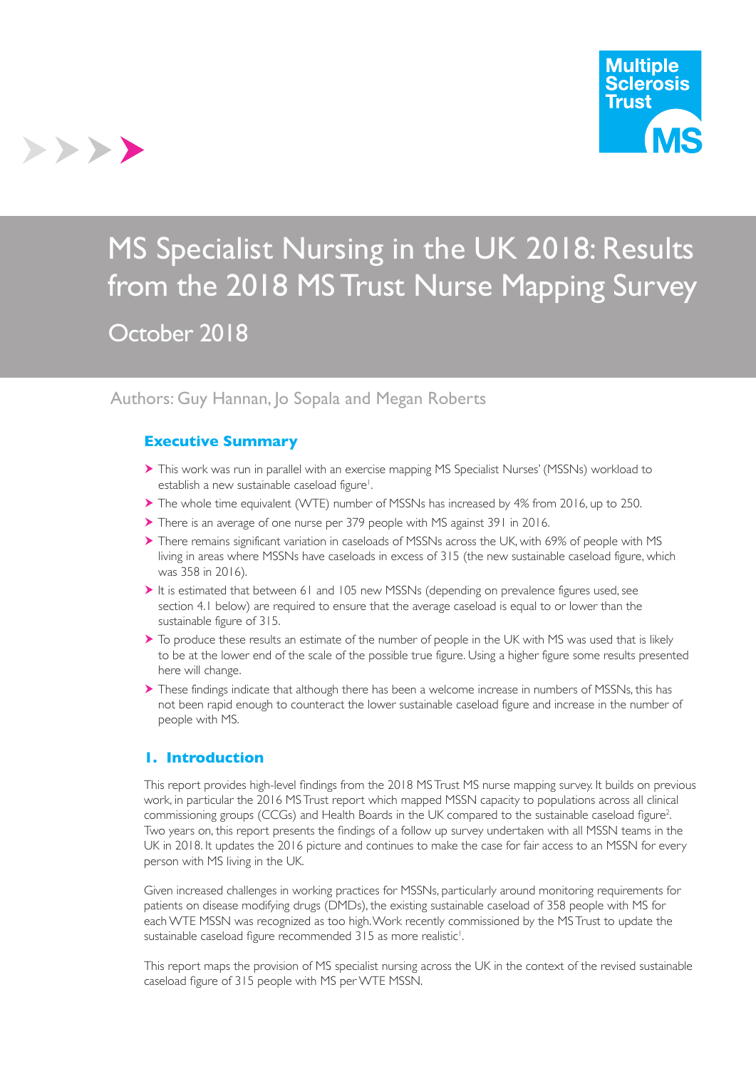Multiple Sclerosis Trust

# MS Specialist Nursing in the UK 2018: Results from the 2018 MS Trust Nurse Mapping Survey

October 2018

Authors: Guy Hannan, Jo Sopala and Megan Roberts

## Executive Summary

- This work was run in parallel with an exercise mapping MS Specialist Nurses' (MSSNs) workload to establish a new sustainable caseload figure[1].
- The whole time equivalent (WTE) number of MSSNs has increased by 4% from 2016, up to 250.
- There is an average of one nurse per 379 people with MS against 391 in 2016.
- There remains significant variation in caseloads of MSSNs across the UK, with 69% of people with MS living in areas where MSSNs have caseloads in excess of 315 (the new sustainable caseload figure, which was 358 in 2016).
- It is estimated that between 61 and 105 new MSSNs (depending on prevalence figures used, see section 4.1 below) are required to ensure that the average caseload is equal to or lower than the sustainable figure of 315.
- To produce these results an estimate of the number of people in the UK with MS was used that is likely to be at the lower end of the scale of the possible true figure. Using a higher figure some results presented here will change.
- These findings indicate that although there has been a welcome increase in numbers of MSSNs, this has not been rapid enough to counteract the lower sustainable caseload figure and increase in the number of people with MS.

## 1. Introduction

This report provides high-level findings from the 2018 MS Trust MS nurse mapping survey. It builds on previous work, in particular the 2016 MS Trust report which mapped MSSN capacity to populations across all clinical commissioning groups (CCGs) and Health Boards in the UK compared to the sustainable caseload figure[2]. Two years on, this report presents the findings of a follow up survey undertaken with all MSSN teams in the UK in 2018. It updates the 2016 picture and continues to make the case for fair access to an MSSN for every person with MS living in the UK.

Given increased challenges in working practices for MSSNs, particularly around monitoring requirements for patients on disease modifying drugs (DMDs), the existing sustainable caseload of 358 people with MS for each WTE MSSN was recognized as too high. Work recently commissioned by the MS Trust to update the sustainable caseload figure recommended 315 as more realistic[1].

This report maps the provision of MS specialist nursing across the UK in the context of the revised sustainable caseload figure of 315 people with MS per WTE MSSN.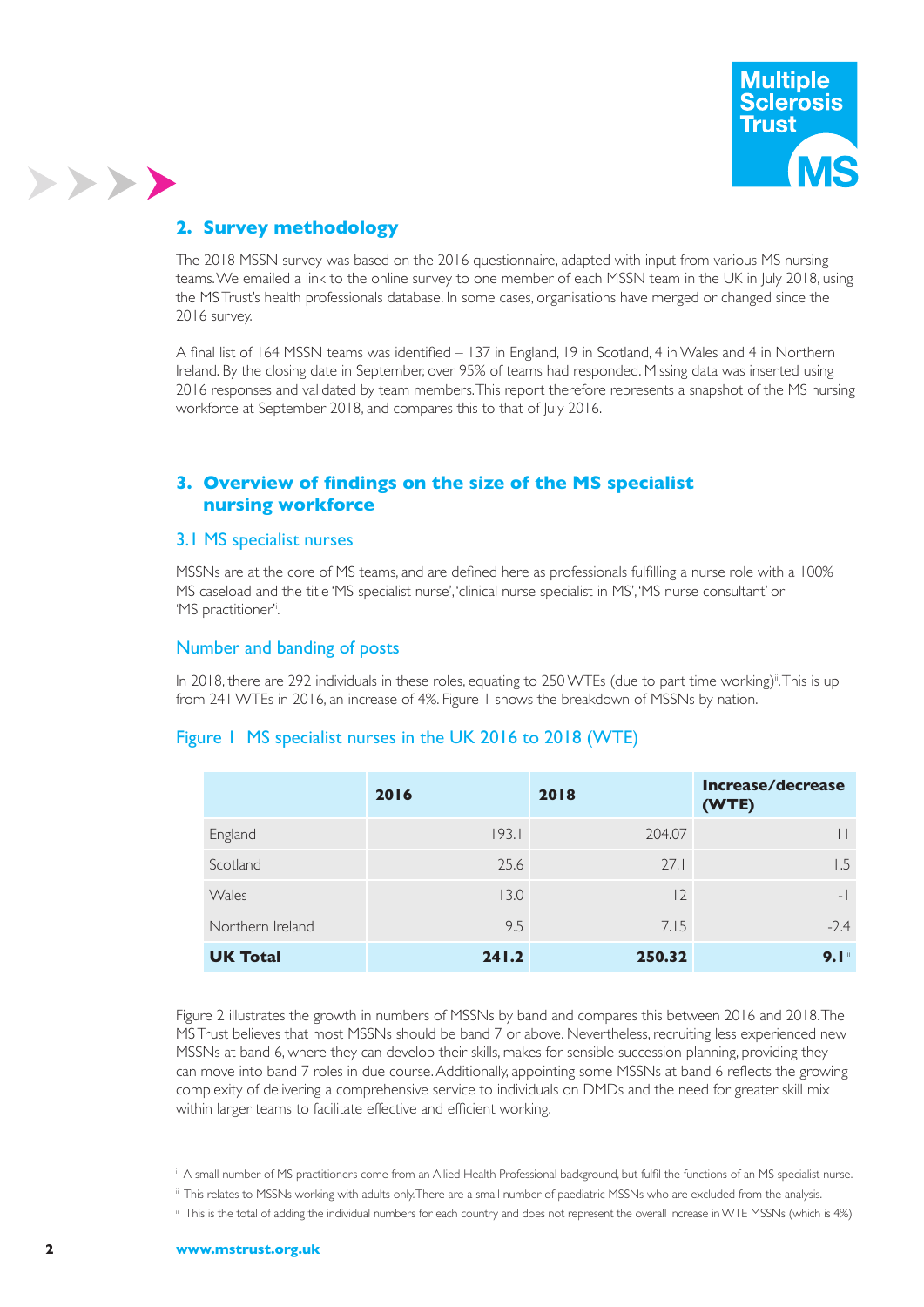## 2. Survey methodology

The 2018 MSSN survey was based on the 2016 questionnaire, adapted with input from various MS nursing teams. We emailed a link to the online survey to one member of each MSSN team in the UK in July 2018, using the MS Trust's health professionals database. In some cases, organisations have merged or changed since the 2016 survey.

A final list of 164 MSSN teams was identified – 137 in England, 19 in Scotland, 4 in Wales and 4 in Northern Ireland. By the closing date in September, over 95% of teams had responded. Missing data was inserted using 2016 responses and validated by team members. This report therefore represents a snapshot of the MS nursing workforce at September 2018, and compares this to that of July 2016.

## 3. Overview of findings on the size of the MS specialist nursing workforce

### 3.1 MS specialist nurses

MSSNs are at the core of MS teams, and are defined here as professionals fulfilling a nurse role with a 100% MS caseload and the title 'MS specialist nurse', 'clinical nurse specialist in MS', 'MS nurse consultant' or 'MS practitioner'[i].

### Number and banding of posts

In 2018, there are 292 individuals in these roles, equating to 250 WTEs (due to part time working)[ii]. This is up from 241 WTEs in 2016, an increase of 4%. Figure 1 shows the breakdown of MSSNs by nation.

Figure 1 MS specialist nurses in the UK 2016 to 2018 (WTE)

| | 2016 | 2018 | Increase/decrease (WTE) |
|---|---|---|---|
| England | 193.1 | 204.07 | 11 |
| Scotland | 25.6 | 27.1 | 1.5 |
| Wales | 13.0 | 12 | -1 |
| Northern Ireland | 9.5 | 7.15 | -2.4 |
| **UK Total** | **241.2** | **250.32** | **9.1**[iii] |

Figure 2 illustrates the growth in numbers of MSSNs by band and compares this between 2016 and 2018. The MS Trust believes that most MSSNs should be band 7 or above. Nevertheless, recruiting less experienced new MSSNs at band 6, where they can develop their skills, makes for sensible succession planning, providing they can move into band 7 roles in due course. Additionally, appointing some MSSNs at band 6 reflects the growing complexity of delivering a comprehensive service to individuals on DMDs and the need for greater skill mix within larger teams to facilitate effective and efficient working.

[i] A small number of MS practitioners come from an Allied Health Professional background, but fulfil the functions of an MS specialist nurse.

[ii] This relates to MSSNs working with adults only. There are a small number of paediatric MSSNs who are excluded from the analysis.

[iii] This is the total of adding the individual numbers for each country and does not represent the overall increase in WTE MSSNs (which is 4%)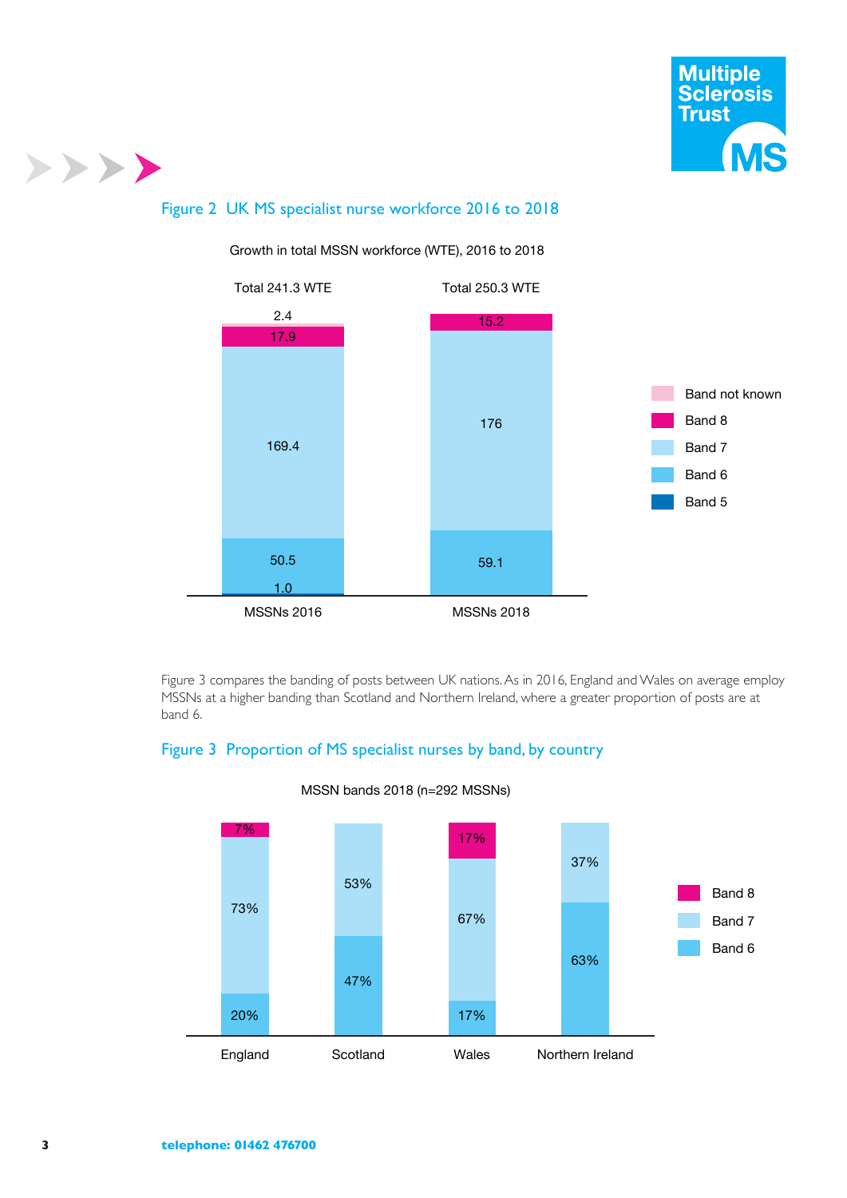## Figure 2 UK MS specialist nurse workforce 2016 to 2018

Growth in total MSSN workforce (WTE), 2016 to 2018

| | MSSNs 2016 | MSSNs 2018 |
|---|---|---|
| Total | 241.3 WTE | 250.3 WTE |
| Band not known | 2.4 | |
| Band 8 | 17.9 | 15.2 |
| Band 7 | 169.4 | 176 |
| Band 6 | 50.5 | 59.1 |
| Band 5 | 1.0 | |

Figure 3 compares the banding of posts between UK nations. As in 2016, England and Wales on average employ MSSNs at a higher banding than Scotland and Northern Ireland, where a greater proportion of posts are at band 6.

## Figure 3 Proportion of MS specialist nurses by band, by country

MSSN bands 2018 (n=292 MSSNs)

| | England | Scotland | Wales | Northern Ireland |
|---|---|---|---|---|
| Band 8 | 7% | | 17% | |
| Band 7 | 73% | 53% | 67% | 37% |
| Band 6 | 20% | 47% | 17% | 63% |

**telephone: 01462 476700**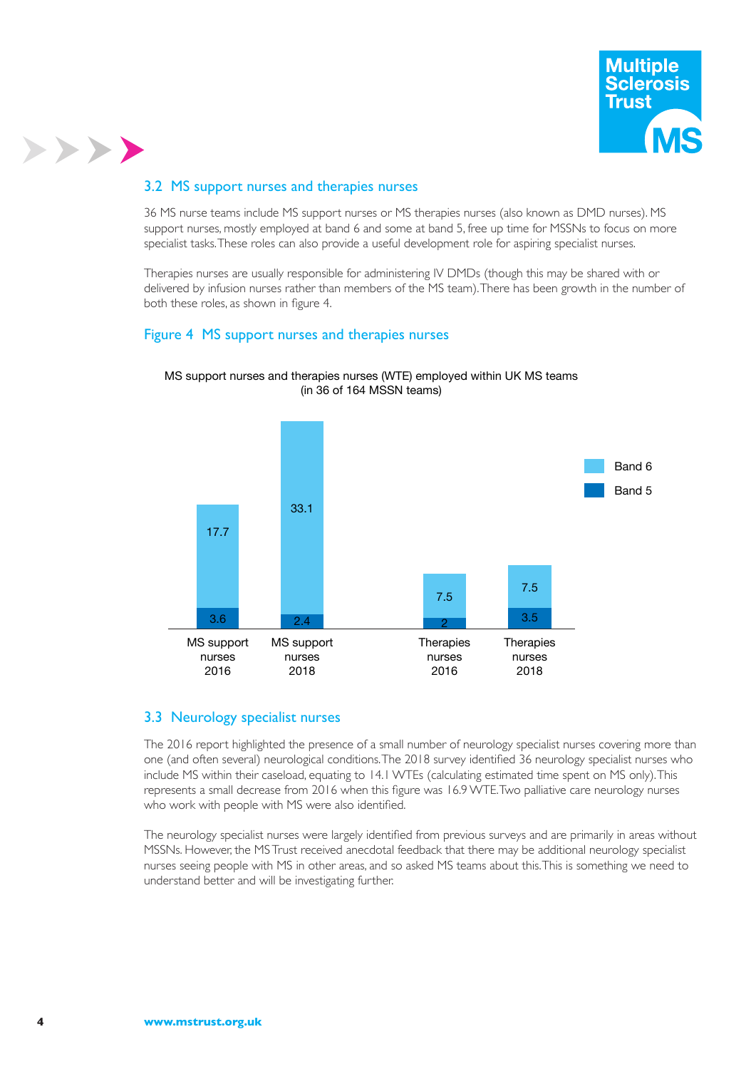## 3.2 MS support nurses and therapies nurses

36 MS nurse teams include MS support nurses or MS therapies nurses (also known as DMD nurses). MS support nurses, mostly employed at band 6 and some at band 5, free up time for MSSNs to focus on more specialist tasks. These roles can also provide a useful development role for aspiring specialist nurses.

Therapies nurses are usually responsible for administering IV DMDs (though this may be shared with or delivered by infusion nurses rather than members of the MS team). There has been growth in the number of both these roles, as shown in figure 4.

### Figure 4 MS support nurses and therapies nurses

MS support nurses and therapies nurses (WTE) employed within UK MS teams (in 36 of 164 MSSN teams)

| | MS support nurses 2016 | MS support nurses 2018 | Therapies nurses 2016 | Therapies nurses 2018 |
|---|---|---|---|---|
| Band 6 | 17.7 | 33.1 | 7.5 | 7.5 |
| Band 5 | 3.6 | 2.4 | 2 | 3.5 |

## 3.3 Neurology specialist nurses

The 2016 report highlighted the presence of a small number of neurology specialist nurses covering more than one (and often several) neurological conditions. The 2018 survey identified 36 neurology specialist nurses who include MS within their caseload, equating to 14.1 WTEs (calculating estimated time spent on MS only). This represents a small decrease from 2016 when this figure was 16.9 WTE. Two palliative care neurology nurses who work with people with MS were also identified.

The neurology specialist nurses were largely identified from previous surveys and are primarily in areas without MSSNs. However, the MS Trust received anecdotal feedback that there may be additional neurology specialist nurses seeing people with MS in other areas, and so asked MS teams about this. This is something we need to understand better and will be investigating further.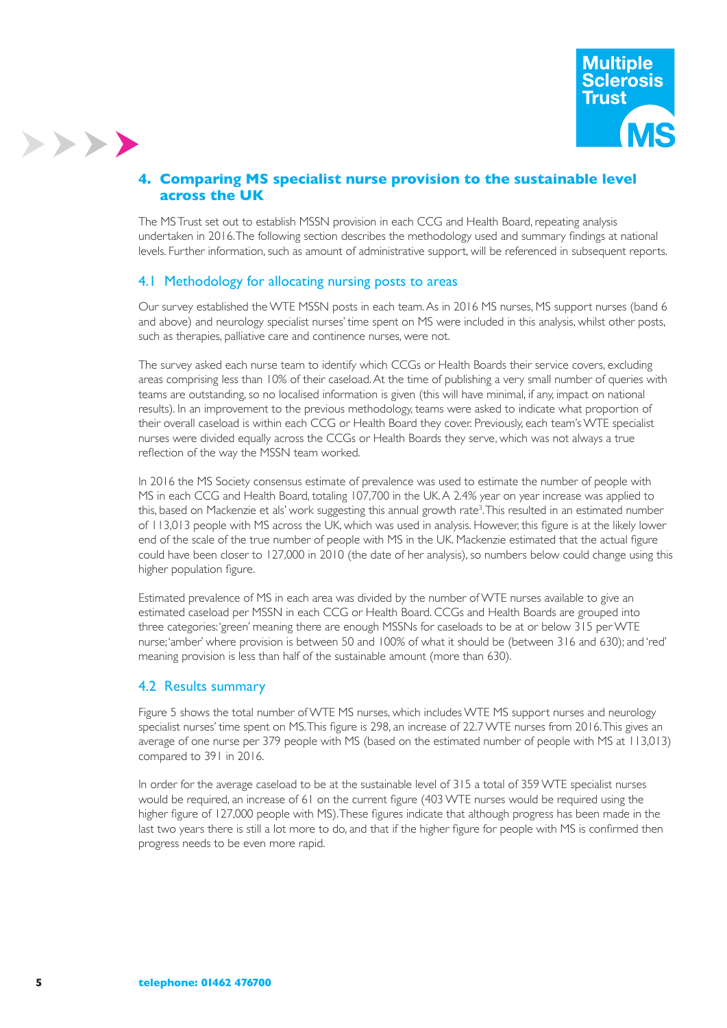## 4. Comparing MS specialist nurse provision to the sustainable level across the UK

The MS Trust set out to establish MSSN provision in each CCG and Health Board, repeating analysis undertaken in 2016. The following section describes the methodology used and summary findings at national levels. Further information, such as amount of administrative support, will be referenced in subsequent reports.

### 4.1 Methodology for allocating nursing posts to areas

Our survey established the WTE MSSN posts in each team. As in 2016 MS nurses, MS support nurses (band 6 and above) and neurology specialist nurses' time spent on MS were included in this analysis, whilst other posts, such as therapies, palliative care and continence nurses, were not.

The survey asked each nurse team to identify which CCGs or Health Boards their service covers, excluding areas comprising less than 10% of their caseload. At the time of publishing a very small number of queries with teams are outstanding, so no localised information is given (this will have minimal, if any, impact on national results). In an improvement to the previous methodology, teams were asked to indicate what proportion of their overall caseload is within each CCG or Health Board they cover. Previously, each team's WTE specialist nurses were divided equally across the CCGs or Health Boards they serve, which was not always a true reflection of the way the MSSN team worked.

In 2016 the MS Society consensus estimate of prevalence was used to estimate the number of people with MS in each CCG and Health Board, totaling 107,700 in the UK. A 2.4% year on year increase was applied to this, based on Mackenzie et als' work suggesting this annual growth rate[3]. This resulted in an estimated number of 113,013 people with MS across the UK, which was used in analysis. However, this figure is at the likely lower end of the scale of the true number of people with MS in the UK. Mackenzie estimated that the actual figure could have been closer to 127,000 in 2010 (the date of her analysis), so numbers below could change using this higher population figure.

Estimated prevalence of MS in each area was divided by the number of WTE nurses available to give an estimated caseload per MSSN in each CCG or Health Board. CCGs and Health Boards are grouped into three categories: 'green' meaning there are enough MSSNs for caseloads to be at or below 315 per WTE nurse; 'amber' where provision is between 50 and 100% of what it should be (between 316 and 630); and 'red' meaning provision is less than half of the sustainable amount (more than 630).

### 4.2 Results summary

Figure 5 shows the total number of WTE MS nurses, which includes WTE MS support nurses and neurology specialist nurses' time spent on MS. This figure is 298, an increase of 22.7 WTE nurses from 2016. This gives an average of one nurse per 379 people with MS (based on the estimated number of people with MS at 113,013) compared to 391 in 2016.

In order for the average caseload to be at the sustainable level of 315 a total of 359 WTE specialist nurses would be required, an increase of 61 on the current figure (403 WTE nurses would be required using the higher figure of 127,000 people with MS). These figures indicate that although progress has been made in the last two years there is still a lot more to do, and that if the higher figure for people with MS is confirmed then progress needs to be even more rapid.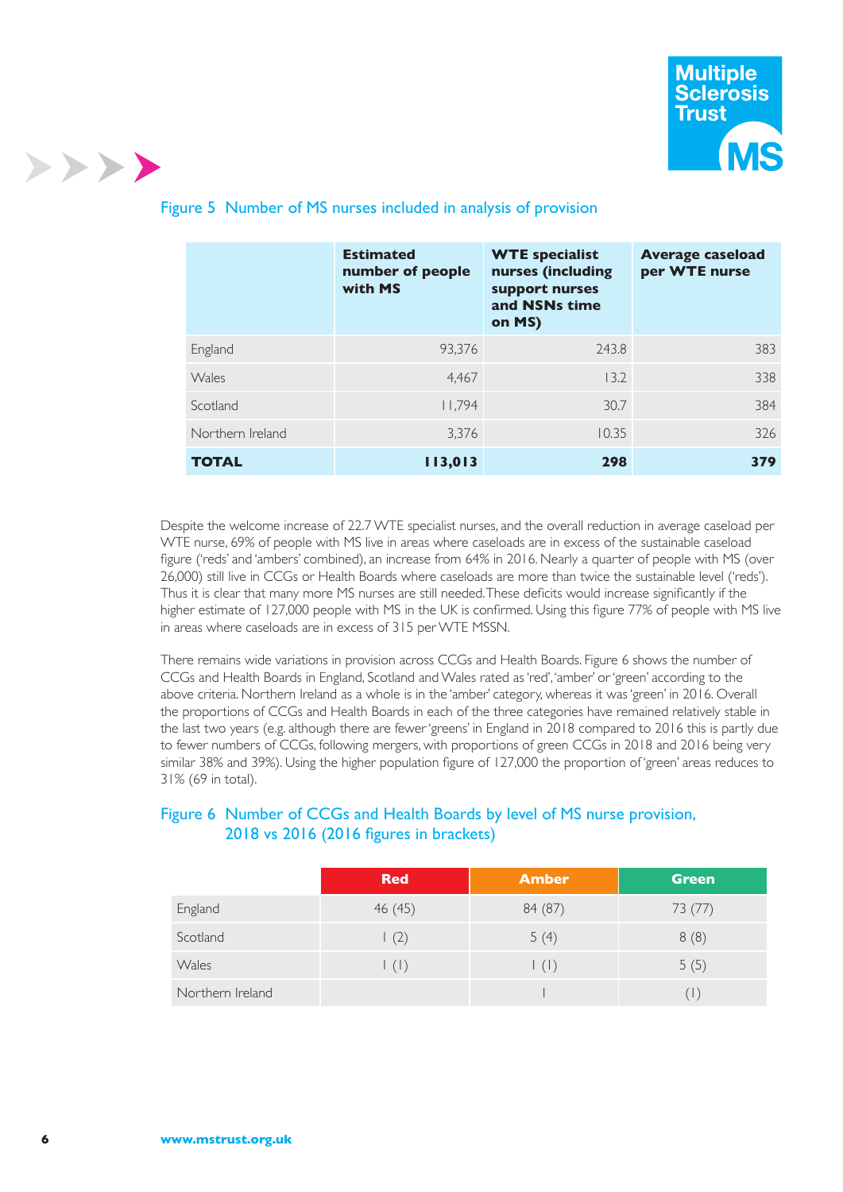Figure 5 Number of MS nurses included in analysis of provision

| | Estimated number of people with MS | WTE specialist nurses (including support nurses and NSNs time on MS) | Average caseload per WTE nurse |
|---|---|---|---|
| England | 93,376 | 243.8 | 383 |
| Wales | 4,467 | 13.2 | 338 |
| Scotland | 11,794 | 30.7 | 384 |
| Northern Ireland | 3,376 | 10.35 | 326 |
| **TOTAL** | **113,013** | **298** | **379** |

Despite the welcome increase of 22.7 WTE specialist nurses, and the overall reduction in average caseload per WTE nurse, 69% of people with MS live in areas where caseloads are in excess of the sustainable caseload figure ('reds' and 'ambers' combined), an increase from 64% in 2016. Nearly a quarter of people with MS (over 26,000) still live in CCGs or Health Boards where caseloads are more than twice the sustainable level ('reds'). Thus it is clear that many more MS nurses are still needed. These deficits would increase significantly if the higher estimate of 127,000 people with MS in the UK is confirmed. Using this figure 77% of people with MS live in areas where caseloads are in excess of 315 per WTE MSSN.

There remains wide variations in provision across CCGs and Health Boards. Figure 6 shows the number of CCGs and Health Boards in England, Scotland and Wales rated as 'red', 'amber' or 'green' according to the above criteria. Northern Ireland as a whole is in the 'amber' category, whereas it was 'green' in 2016. Overall the proportions of CCGs and Health Boards in each of the three categories have remained relatively stable in the last two years (e.g. although there are fewer 'greens' in England in 2018 compared to 2016 this is partly due to fewer numbers of CCGs, following mergers, with proportions of green CCGs in 2018 and 2016 being very similar 38% and 39%). Using the higher population figure of 127,000 the proportion of 'green' areas reduces to 31% (69 in total).

Figure 6 Number of CCGs and Health Boards by level of MS nurse provision, 2018 vs 2016 (2016 figures in brackets)

| | Red | Amber | Green |
|---|---|---|---|
| England | 46 (45) | 84 (87) | 73 (77) |
| Scotland | 1 (2) | 5 (4) | 8 (8) |
| Wales | 1 (1) | 1 (1) | 5 (5) |
| Northern Ireland | | 1 | (1) |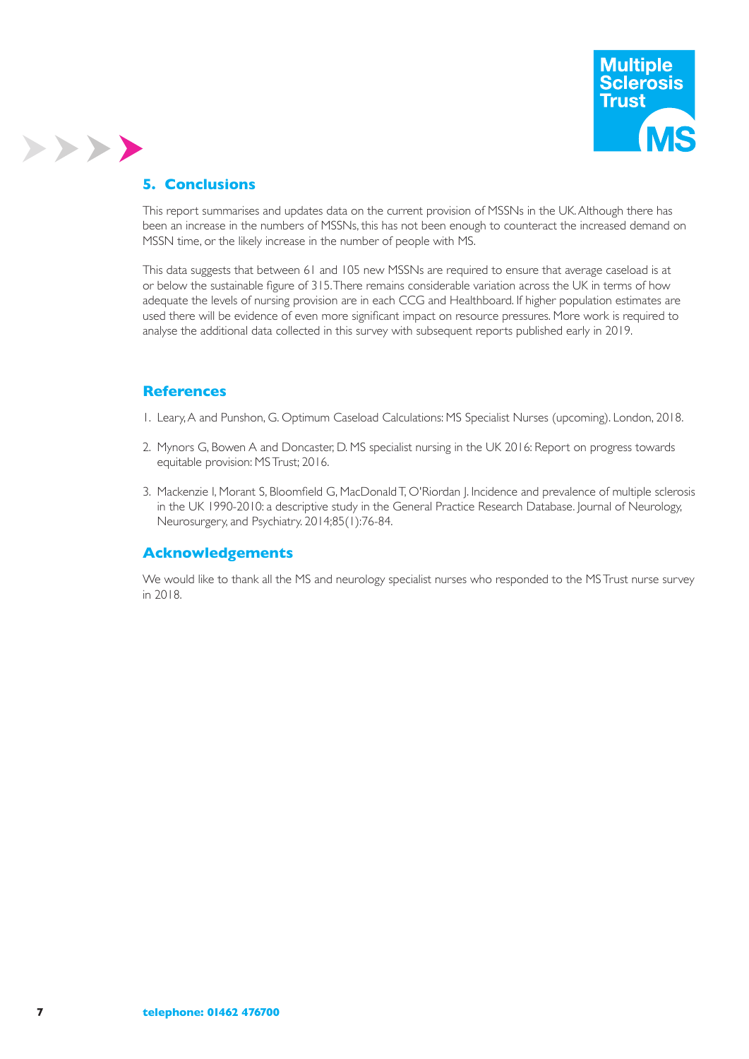## 5. Conclusions

This report summarises and updates data on the current provision of MSSNs in the UK. Although there has been an increase in the numbers of MSSNs, this has not been enough to counteract the increased demand on MSSN time, or the likely increase in the number of people with MS.

This data suggests that between 61 and 105 new MSSNs are required to ensure that average caseload is at or below the sustainable figure of 315. There remains considerable variation across the UK in terms of how adequate the levels of nursing provision are in each CCG and Healthboard. If higher population estimates are used there will be evidence of even more significant impact on resource pressures. More work is required to analyse the additional data collected in this survey with subsequent reports published early in 2019.

## References

1. Leary, A and Punshon, G. Optimum Caseload Calculations: MS Specialist Nurses (upcoming). London, 2018.
2. Mynors G, Bowen A and Doncaster, D. MS specialist nursing in the UK 2016: Report on progress towards equitable provision: MS Trust; 2016.
3. Mackenzie I, Morant S, Bloomfield G, MacDonald T, O'Riordan J. Incidence and prevalence of multiple sclerosis in the UK 1990-2010: a descriptive study in the General Practice Research Database. Journal of Neurology, Neurosurgery, and Psychiatry. 2014;85(1):76-84.

## Acknowledgements

We would like to thank all the MS and neurology specialist nurses who responded to the MS Trust nurse survey in 2018.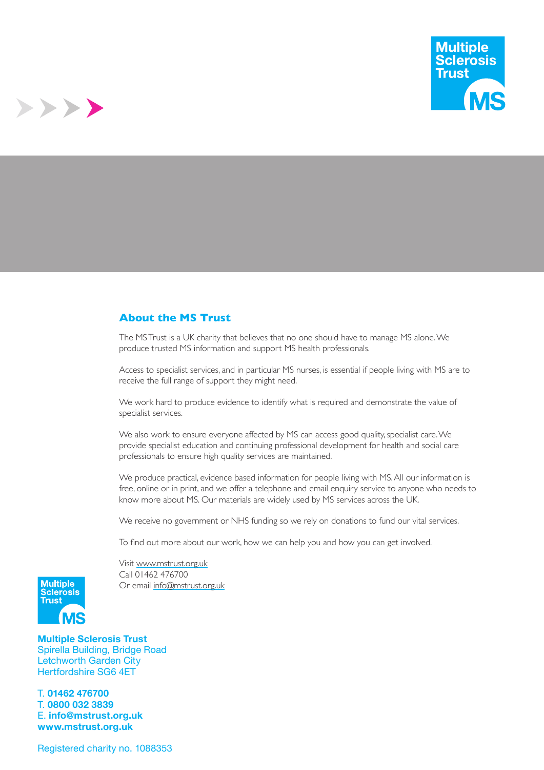Multiple Sclerosis Trust

## About the MS Trust

The MS Trust is a UK charity that believes that no one should have to manage MS alone. We produce trusted MS information and support MS health professionals.

Access to specialist services, and in particular MS nurses, is essential if people living with MS are to receive the full range of support they might need.

We work hard to produce evidence to identify what is required and demonstrate the value of specialist services.

We also work to ensure everyone affected by MS can access good quality, specialist care. We provide specialist education and continuing professional development for health and social care professionals to ensure high quality services are maintained.

We produce practical, evidence based information for people living with MS. All our information is free, online or in print, and we offer a telephone and email enquiry service to anyone who needs to know more about MS. Our materials are widely used by MS services across the UK.

We receive no government or NHS funding so we rely on donations to fund our vital services.

To find out more about our work, how we can help you and how you can get involved.

Visit www.mstrust.org.uk  
Call 01462 476700  
Or email info@mstrust.org.uk

**Multiple Sclerosis Trust**  
Spirella Building, Bridge Road  
Letchworth Garden City  
Hertfordshire SG6 4ET

T. **01462 476700**  
T. **0800 032 3839**  
E. **info@mstrust.org.uk**  
**www.mstrust.org.uk**

Registered charity no. 1088353